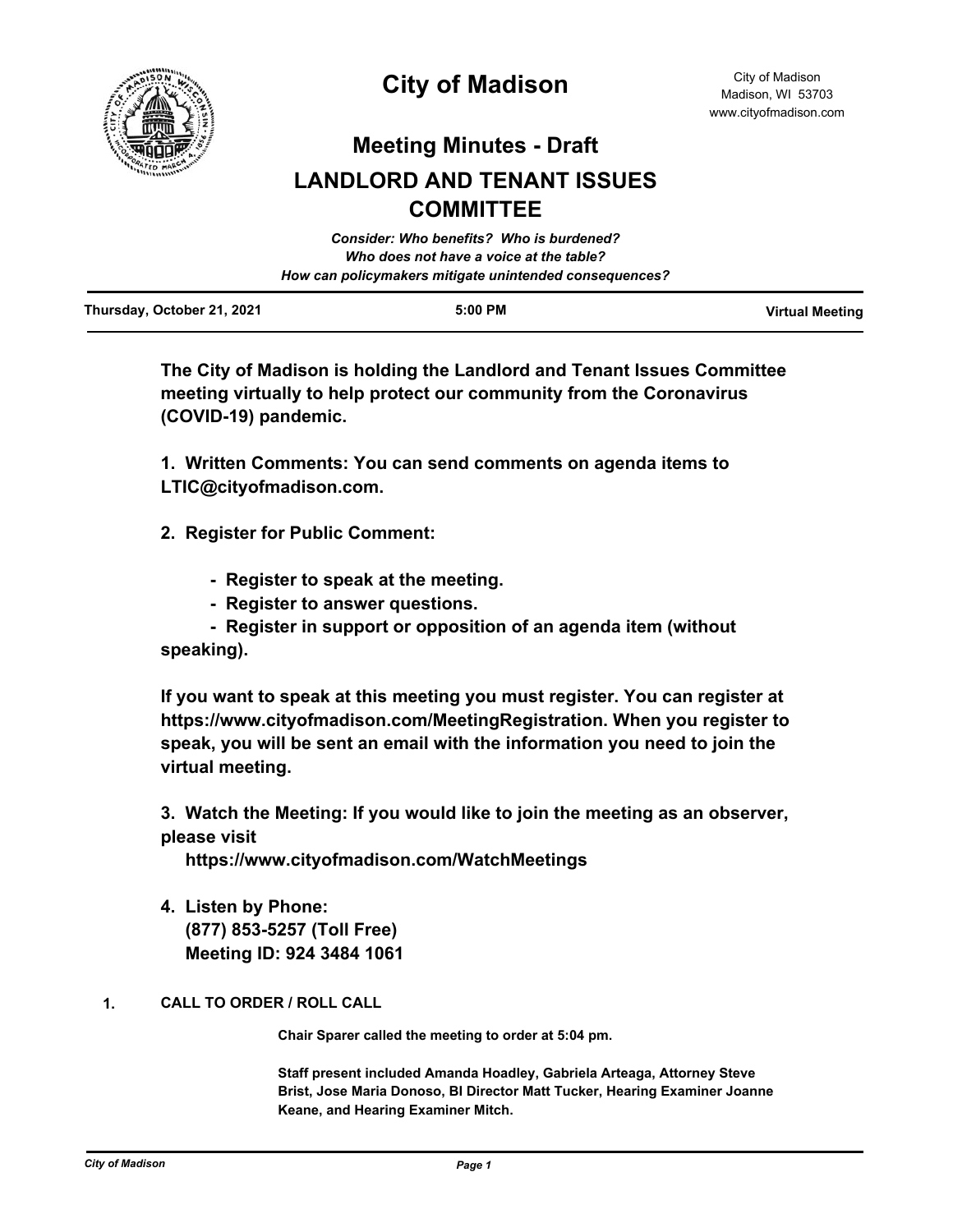# City of Madison

City of Madison
Madison, WI 53703
www.cityofmadison.com

## Meeting Minutes - Draft

## LANDLORD AND TENANT ISSUES COMMITTEE

***Consider: Who benefits? Who is burdened?***
***Who does not have a voice at the table?***
***How can policymakers mitigate unintended consequences?***

**Thursday, October 21, 2021** | **5:00 PM** | **Virtual Meeting**

---

**The City of Madison is holding the Landlord and Tenant Issues Committee meeting virtually to help protect our community from the Coronavirus (COVID-19) pandemic.**

**1. Written Comments: You can send comments on agenda items to LTIC@cityofmadison.com.**

**2. Register for Public Comment:**

- **Register to speak at the meeting.**
- **Register to answer questions.**
- **Register in support or opposition of an agenda item (without speaking).**

**If you want to speak at this meeting you must register. You can register at https://www.cityofmadison.com/MeetingRegistration. When you register to speak, you will be sent an email with the information you need to join the virtual meeting.**

**3. Watch the Meeting: If you would like to join the meeting as an observer, please visit**
**https://www.cityofmadison.com/WatchMeetings**

**4. Listen by Phone:**
**(877) 853-5257 (Toll Free)**
**Meeting ID: 924 3484 1061**

### 1. CALL TO ORDER / ROLL CALL

**Chair Sparer called the meeting to order at 5:04 pm.**

**Staff present included Amanda Hoadley, Gabriela Arteaga, Attorney Steve Brist, Jose Maria Donoso, BI Director Matt Tucker, Hearing Examiner Joanne Keane, and Hearing Examiner Mitch.**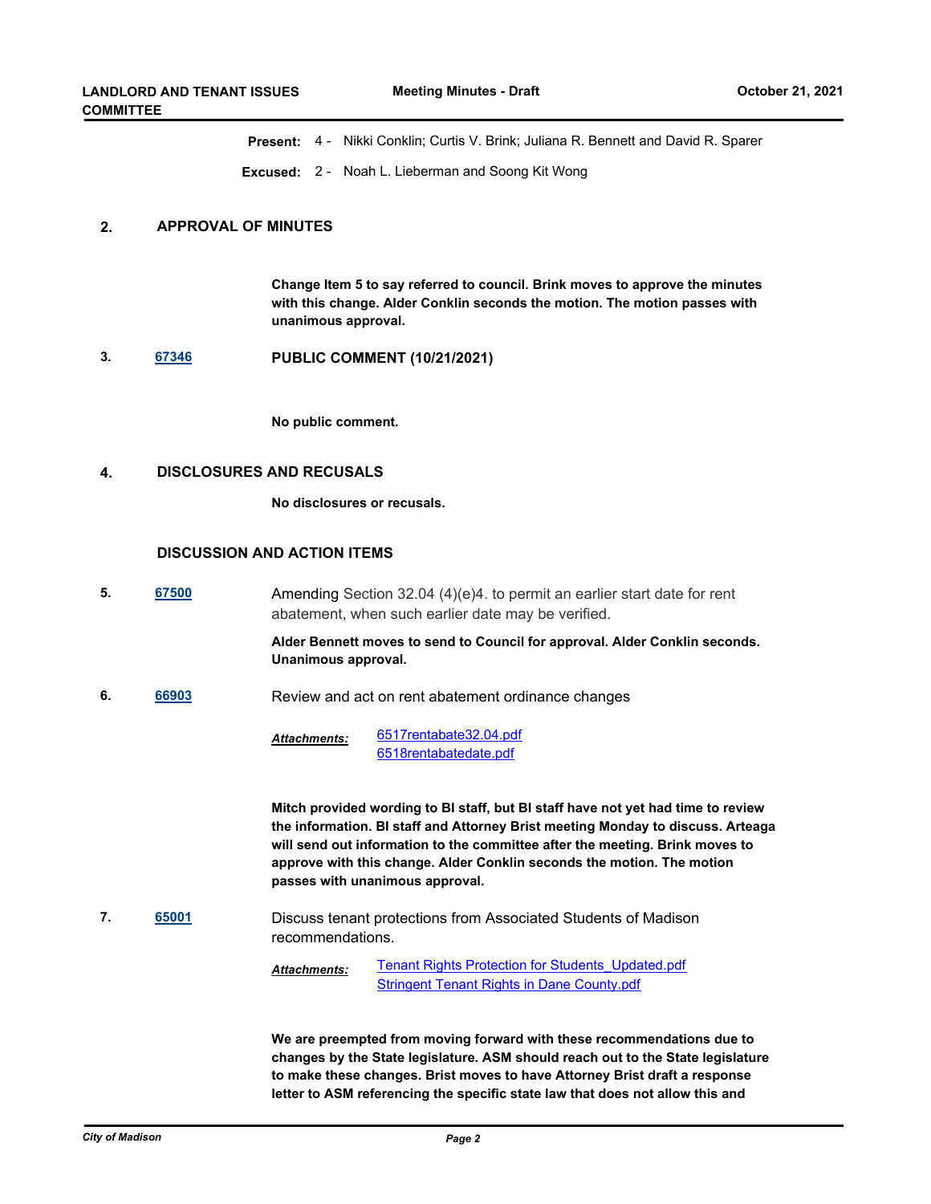**Present:** 4 - Nikki Conklin; Curtis V. Brink; Juliana R. Bennett and David R. Sparer

**Excused:** 2 - Noah L. Lieberman and Soong Kit Wong

## 2. APPROVAL OF MINUTES

**Change Item 5 to say referred to council. Brink moves to approve the minutes with this change. Alder Conklin seconds the motion. The motion passes with unanimous approval.**

## 3. 67346 PUBLIC COMMENT (10/21/2021)

**No public comment.**

## 4. DISCLOSURES AND RECUSALS

**No disclosures or recusals.**

## DISCUSSION AND ACTION ITEMS

**5. 67500** Amending Section 32.04 (4)(e)4. to permit an earlier start date for rent abatement, when such earlier date may be verified.

**Alder Bennett moves to send to Council for approval. Alder Conklin seconds. Unanimous approval.**

**6. 66903** Review and act on rent abatement ordinance changes

***Attachments:*** 6517rentabate32.04.pdf
6518rentabatedate.pdf

**Mitch provided wording to BI staff, but BI staff have not yet had time to review the information. BI staff and Attorney Brist meeting Monday to discuss. Arteaga will send out information to the committee after the meeting. Brink moves to approve with this change. Alder Conklin seconds the motion. The motion passes with unanimous approval.**

**7. 65001** Discuss tenant protections from Associated Students of Madison recommendations.

***Attachments:*** Tenant Rights Protection for Students_Updated.pdf
Stringent Tenant Rights in Dane County.pdf

**We are preempted from moving forward with these recommendations due to changes by the State legislature. ASM should reach out to the State legislature to make these changes. Brist moves to have Attorney Brist draft a response letter to ASM referencing the specific state law that does not allow this and**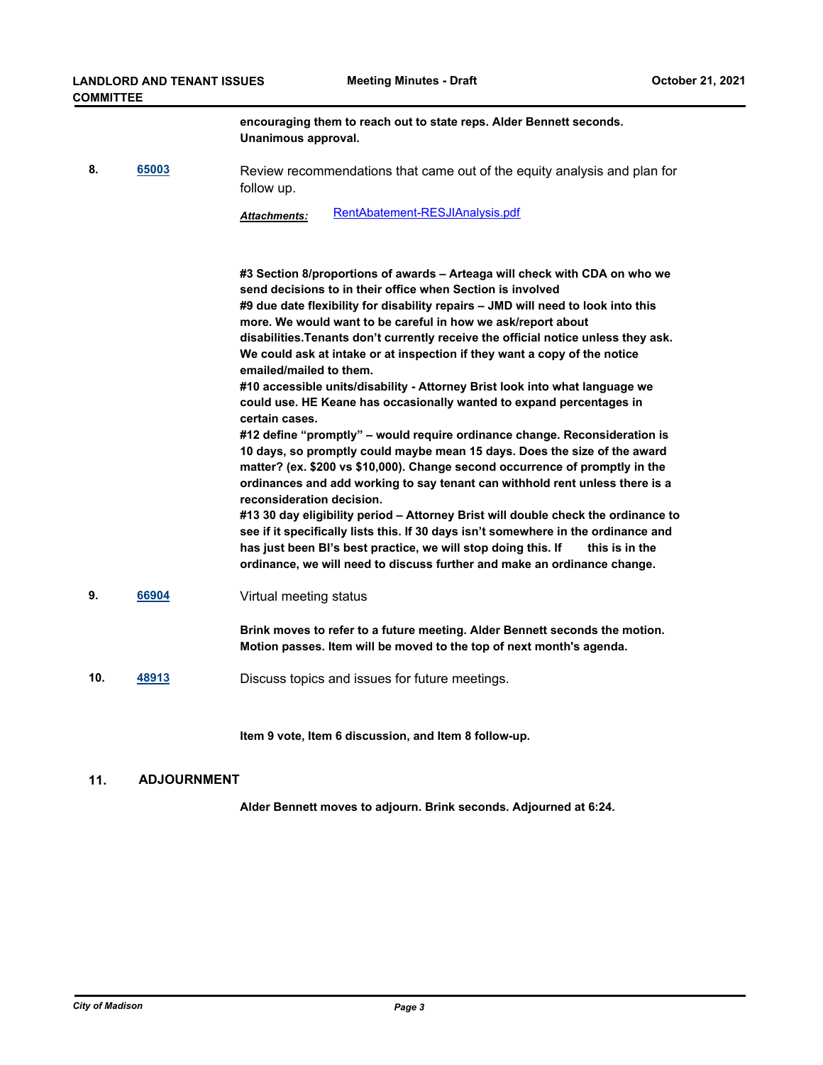**encouraging them to reach out to state reps. Alder Bennett seconds. Unanimous approval.**

**8.** [65003] Review recommendations that came out of the equity analysis and plan for follow up.

***Attachments:*** RentAbatement-RESJIAnalysis.pdf

**#3 Section 8/proportions of awards – Arteaga will check with CDA on who we send decisions to in their office when Section is involved**
**#9 due date flexibility for disability repairs – JMD will need to look into this more. We would want to be careful in how we ask/report about disabilities.Tenants don't currently receive the official notice unless they ask. We could ask at intake or at inspection if they want a copy of the notice emailed/mailed to them.**
**#10 accessible units/disability - Attorney Brist look into what language we could use. HE Keane has occasionally wanted to expand percentages in certain cases.**
**#12 define "promptly" – would require ordinance change. Reconsideration is 10 days, so promptly could maybe mean 15 days. Does the size of the award matter? (ex. $200 vs $10,000). Change second occurrence of promptly in the ordinances and add working to say tenant can withhold rent unless there is a reconsideration decision.**
**#13 30 day eligibility period – Attorney Brist will double check the ordinance to see if it specifically lists this. If 30 days isn't somewhere in the ordinance and has just been BI's best practice, we will stop doing this. If this is in the ordinance, we will need to discuss further and make an ordinance change.**

**9.** [66904] Virtual meeting status

**Brink moves to refer to a future meeting. Alder Bennett seconds the motion. Motion passes. Item will be moved to the top of next month's agenda.**

**10.** [48913] Discuss topics and issues for future meetings.

**Item 9 vote, Item 6 discussion, and Item 8 follow-up.**

## 11. ADJOURNMENT

**Alder Bennett moves to adjourn. Brink seconds. Adjourned at 6:24.**